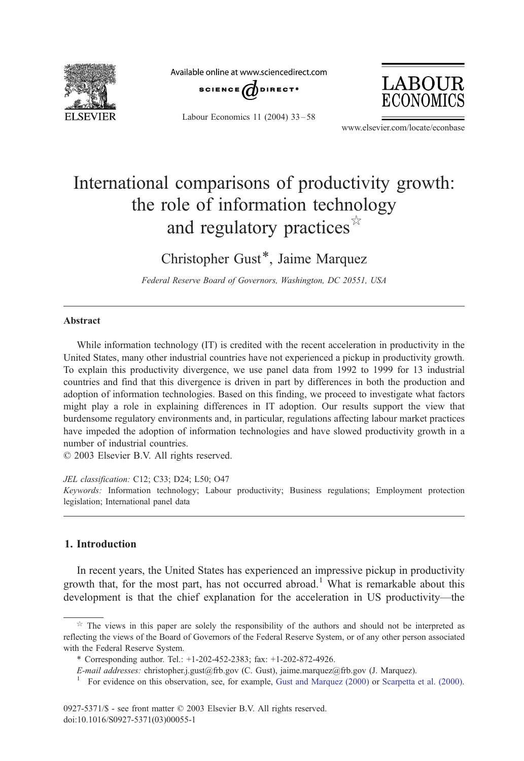# International comparisons of productivity growth: the role of information technology and regulatory practices[☆]

Christopher Gust[*], Jaime Marquez

*Federal Reserve Board of Governors, Washington, DC 20551, USA*

---

## Abstract

While information technology (IT) is credited with the recent acceleration in productivity in the United States, many other industrial countries have not experienced a pickup in productivity growth. To explain this productivity divergence, we use panel data from 1992 to 1999 for 13 industrial countries and find that this divergence is driven in part by differences in both the production and adoption of information technologies. Based on this finding, we proceed to investigate what factors might play a role in explaining differences in IT adoption. Our results support the view that burdensome regulatory environments and, in particular, regulations affecting labour market practices have impeded the adoption of information technologies and have slowed productivity growth in a number of industrial countries.

© 2003 Elsevier B.V. All rights reserved.

*JEL classification:* C12; C33; D24; L50; O47

*Keywords:* Information technology; Labour productivity; Business regulations; Employment protection legislation; International panel data

---

## 1. Introduction

In recent years, the United States has experienced an impressive pickup in productivity growth that, for the most part, has not occurred abroad.[1] What is remarkable about this development is that the chief explanation for the acceleration in US productivity—the

---

[☆] The views in this paper are solely the responsibility of the authors and should not be interpreted as reflecting the views of the Board of Governors of the Federal Reserve System, or of any other person associated with the Federal Reserve System.

[*] Corresponding author. Tel.: +1-202-452-2383; fax: +1-202-872-4926.

*E-mail addresses:* christopher.j.gust@frb.gov (C. Gust), jaime.marquez@frb.gov (J. Marquez).

[1] For evidence on this observation, see, for example, Gust and Marquez (2000) or Scarpetta et al. (2000).

0927-5371/$ - see front matter © 2003 Elsevier B.V. All rights reserved.
doi:10.1016/S0927-5371(03)00055-1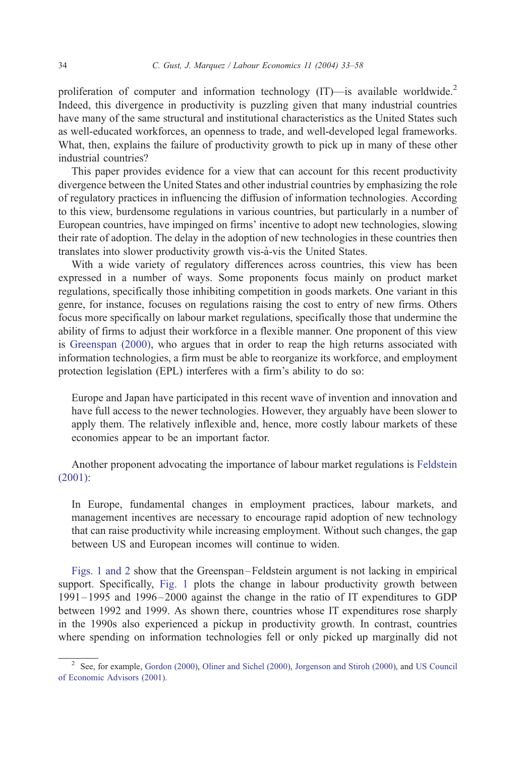proliferation of computer and information technology (IT)—is available worldwide.[2] Indeed, this divergence in productivity is puzzling given that many industrial countries have many of the same structural and institutional characteristics as the United States such as well-educated workforces, an openness to trade, and well-developed legal frameworks. What, then, explains the failure of productivity growth to pick up in many of these other industrial countries?

This paper provides evidence for a view that can account for this recent productivity divergence between the United States and other industrial countries by emphasizing the role of regulatory practices in influencing the diffusion of information technologies. According to this view, burdensome regulations in various countries, but particularly in a number of European countries, have impinged on firms' incentive to adopt new technologies, slowing their rate of adoption. The delay in the adoption of new technologies in these countries then translates into slower productivity growth vis-à-vis the United States.

With a wide variety of regulatory differences across countries, this view has been expressed in a number of ways. Some proponents focus mainly on product market regulations, specifically those inhibiting competition in goods markets. One variant in this genre, for instance, focuses on regulations raising the cost to entry of new firms. Others focus more specifically on labour market regulations, specifically those that undermine the ability of firms to adjust their workforce in a flexible manner. One proponent of this view is Greenspan (2000), who argues that in order to reap the high returns associated with information technologies, a firm must be able to reorganize its workforce, and employment protection legislation (EPL) interferes with a firm's ability to do so:

> Europe and Japan have participated in this recent wave of invention and innovation and have full access to the newer technologies. However, they arguably have been slower to apply them. The relatively inflexible and, hence, more costly labour markets of these economies appear to be an important factor.

Another proponent advocating the importance of labour market regulations is Feldstein (2001):

> In Europe, fundamental changes in employment practices, labour markets, and management incentives are necessary to encourage rapid adoption of new technology that can raise productivity while increasing employment. Without such changes, the gap between US and European incomes will continue to widen.

Figs. 1 and 2 show that the Greenspan–Feldstein argument is not lacking in empirical support. Specifically, Fig. 1 plots the change in labour productivity growth between 1991–1995 and 1996–2000 against the change in the ratio of IT expenditures to GDP between 1992 and 1999. As shown there, countries whose IT expenditures rose sharply in the 1990s also experienced a pickup in productivity growth. In contrast, countries where spending on information technologies fell or only picked up marginally did not

[2] See, for example, Gordon (2000), Oliner and Sichel (2000), Jorgenson and Stiroh (2000), and US Council of Economic Advisors (2001).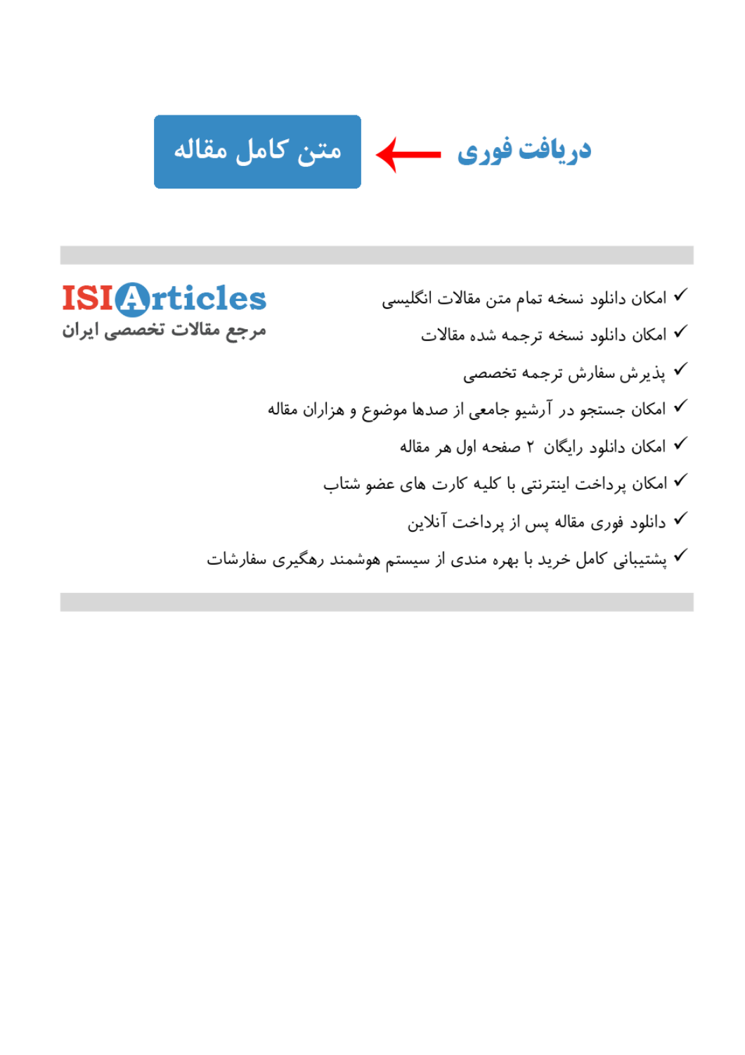دریافت فوری ← متن کامل مقاله

**ISIArticles**
مرجع مقالات تخصصی ایران

- ✓ امکان دانلود نسخه تمام متن مقالات انگلیسی
- ✓ امکان دانلود نسخه ترجمه شده مقالات
- ✓ پذیرش سفارش ترجمه تخصصی
- ✓ امکان جستجو در آرشیو جامعی از صدها موضوع و هزاران مقاله
- ✓ امکان دانلود رایگان ۲ صفحه اول هر مقاله
- ✓ امکان پرداخت اینترنتی با کلیه کارت های عضو شتاب
- ✓ دانلود فوری مقاله پس از پرداخت آنلاین
- ✓ پشتیبانی کامل خرید با بهره مندی از سیستم هوشمند رهگیری سفارشات